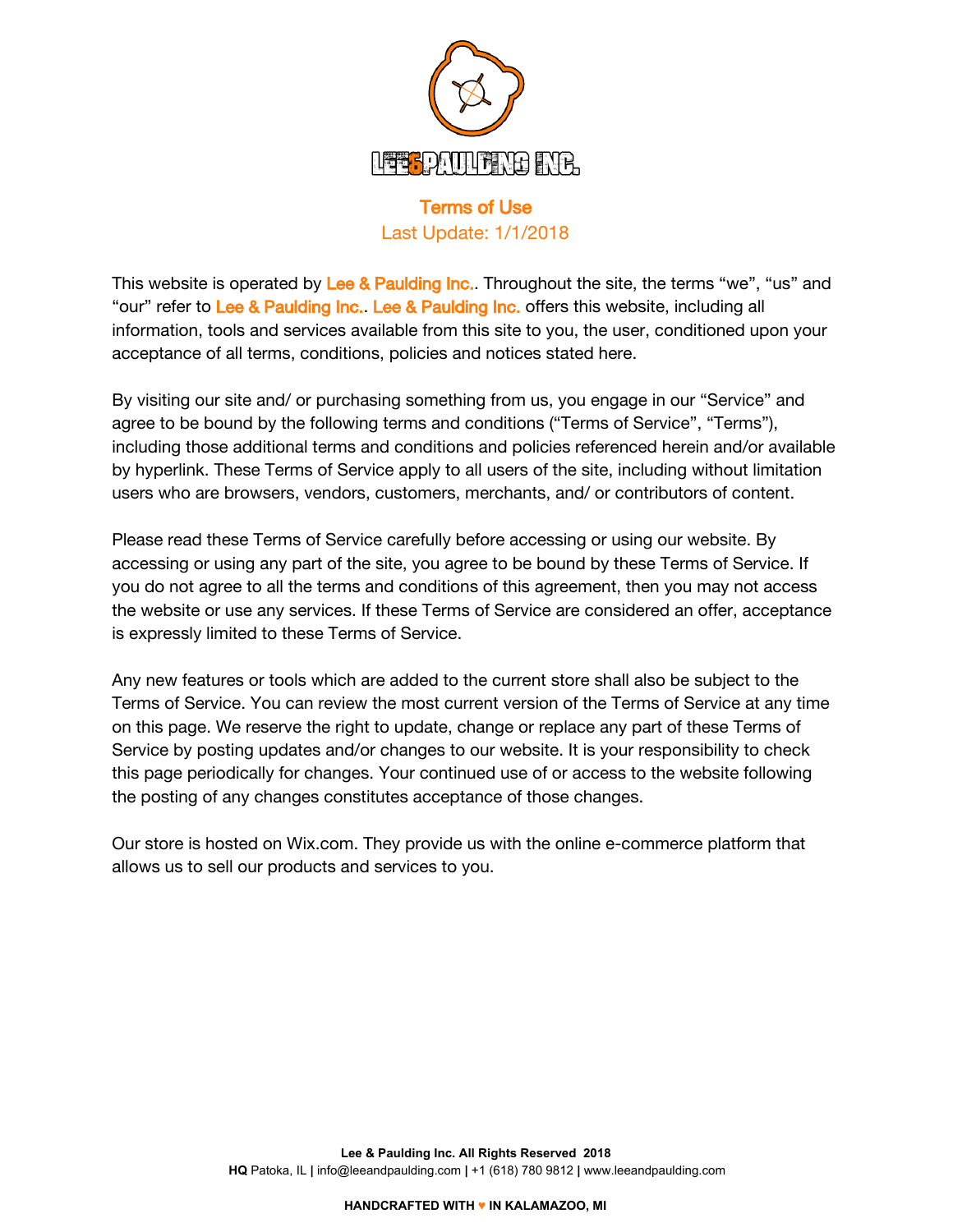# Terms of Use

Last Update: 1/1/2018

This website is operated by Lee & Paulding Inc.. Throughout the site, the terms "we", "us" and "our" refer to Lee & Paulding Inc.. Lee & Paulding Inc. offers this website, including all information, tools and services available from this site to you, the user, conditioned upon your acceptance of all terms, conditions, policies and notices stated here.

By visiting our site and/ or purchasing something from us, you engage in our "Service" and agree to be bound by the following terms and conditions ("Terms of Service", "Terms"), including those additional terms and conditions and policies referenced herein and/or available by hyperlink. These Terms of Service apply to all users of the site, including without limitation users who are browsers, vendors, customers, merchants, and/ or contributors of content.

Please read these Terms of Service carefully before accessing or using our website. By accessing or using any part of the site, you agree to be bound by these Terms of Service. If you do not agree to all the terms and conditions of this agreement, then you may not access the website or use any services. If these Terms of Service are considered an offer, acceptance is expressly limited to these Terms of Service.

Any new features or tools which are added to the current store shall also be subject to the Terms of Service. You can review the most current version of the Terms of Service at any time on this page. We reserve the right to update, change or replace any part of these Terms of Service by posting updates and/or changes to our website. It is your responsibility to check this page periodically for changes. Your continued use of or access to the website following the posting of any changes constitutes acceptance of those changes.

Our store is hosted on Wix.com. They provide us with the online e-commerce platform that allows us to sell our products and services to you.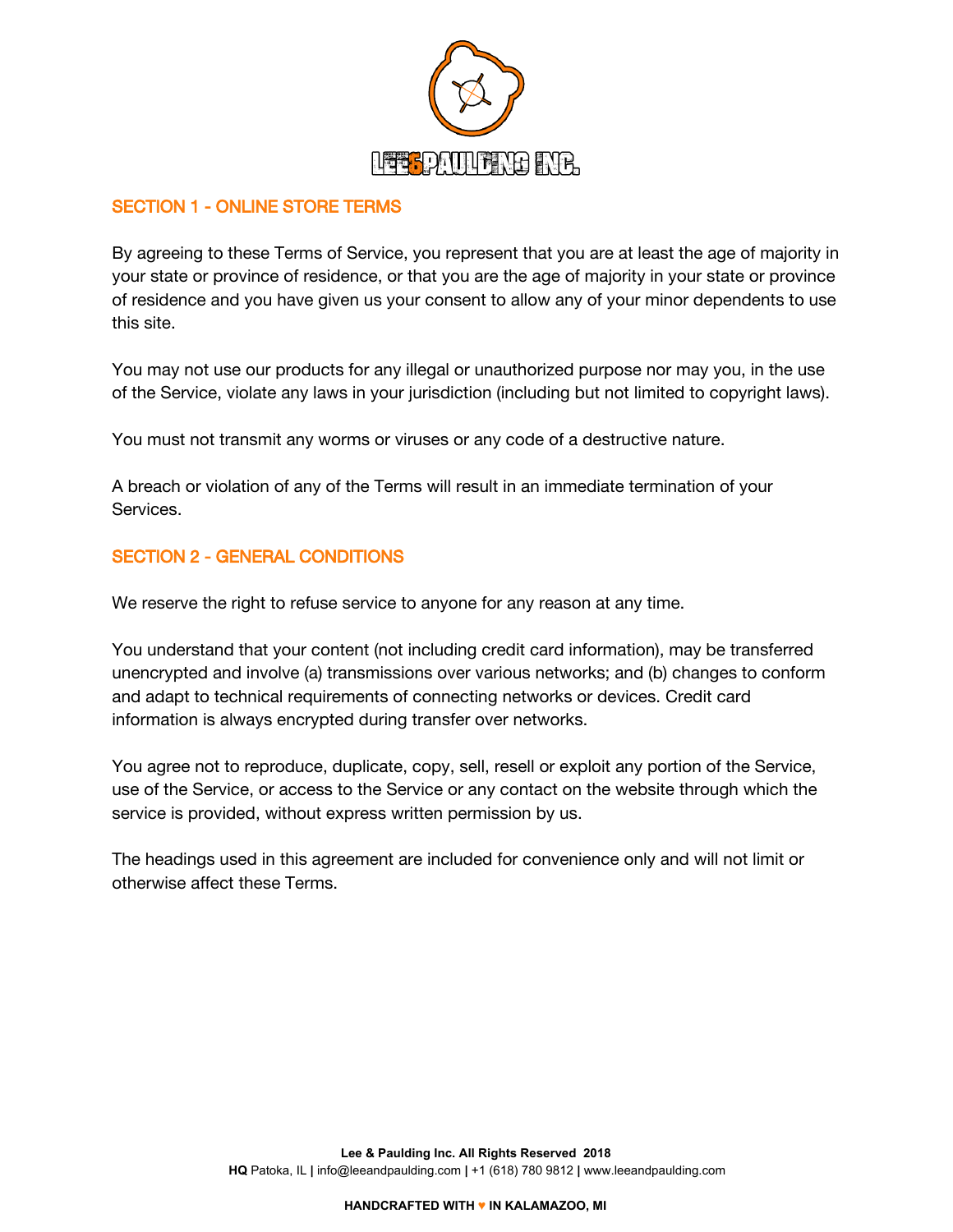## SECTION 1 - ONLINE STORE TERMS

By agreeing to these Terms of Service, you represent that you are at least the age of majority in your state or province of residence, or that you are the age of majority in your state or province of residence and you have given us your consent to allow any of your minor dependents to use this site.

You may not use our products for any illegal or unauthorized purpose nor may you, in the use of the Service, violate any laws in your jurisdiction (including but not limited to copyright laws).

You must not transmit any worms or viruses or any code of a destructive nature.

A breach or violation of any of the Terms will result in an immediate termination of your Services.

## SECTION 2 - GENERAL CONDITIONS

We reserve the right to refuse service to anyone for any reason at any time.

You understand that your content (not including credit card information), may be transferred unencrypted and involve (a) transmissions over various networks; and (b) changes to conform and adapt to technical requirements of connecting networks or devices. Credit card information is always encrypted during transfer over networks.

You agree not to reproduce, duplicate, copy, sell, resell or exploit any portion of the Service, use of the Service, or access to the Service or any contact on the website through which the service is provided, without express written permission by us.

The headings used in this agreement are included for convenience only and will not limit or otherwise affect these Terms.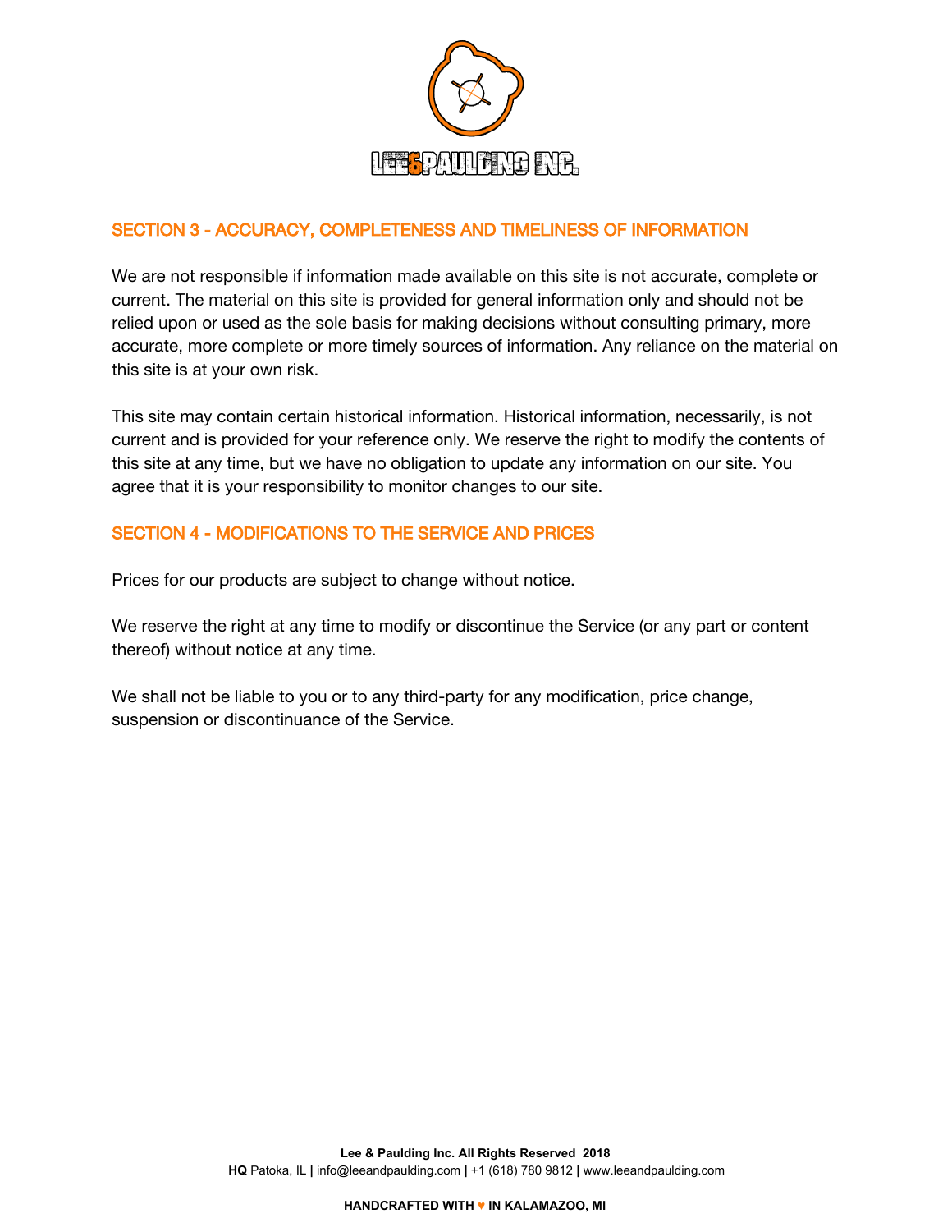## SECTION 3 - ACCURACY, COMPLETENESS AND TIMELINESS OF INFORMATION

We are not responsible if information made available on this site is not accurate, complete or current. The material on this site is provided for general information only and should not be relied upon or used as the sole basis for making decisions without consulting primary, more accurate, more complete or more timely sources of information. Any reliance on the material on this site is at your own risk.

This site may contain certain historical information. Historical information, necessarily, is not current and is provided for your reference only. We reserve the right to modify the contents of this site at any time, but we have no obligation to update any information on our site. You agree that it is your responsibility to monitor changes to our site.

## SECTION 4 - MODIFICATIONS TO THE SERVICE AND PRICES

Prices for our products are subject to change without notice.

We reserve the right at any time to modify or discontinue the Service (or any part or content thereof) without notice at any time.

We shall not be liable to you or to any third-party for any modification, price change, suspension or discontinuance of the Service.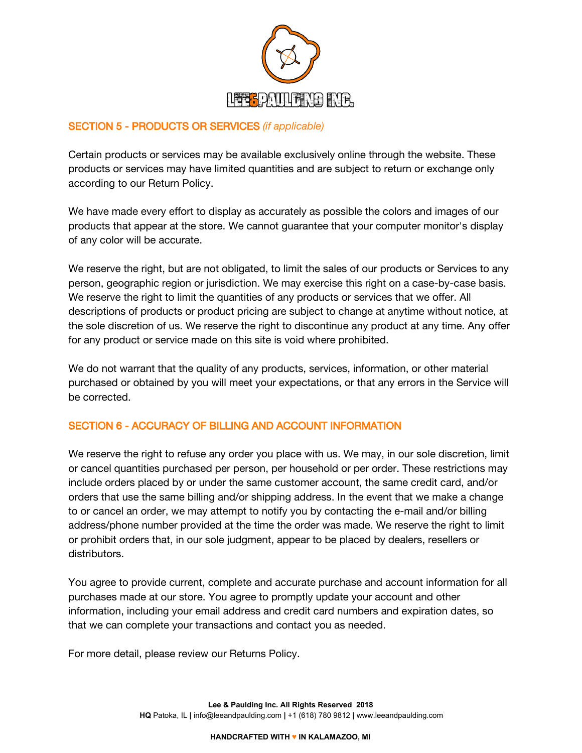## SECTION 5 - PRODUCTS OR SERVICES *(if applicable)*

Certain products or services may be available exclusively online through the website. These products or services may have limited quantities and are subject to return or exchange only according to our Return Policy.

We have made every effort to display as accurately as possible the colors and images of our products that appear at the store. We cannot guarantee that your computer monitor's display of any color will be accurate.

We reserve the right, but are not obligated, to limit the sales of our products or Services to any person, geographic region or jurisdiction. We may exercise this right on a case-by-case basis. We reserve the right to limit the quantities of any products or services that we offer. All descriptions of products or product pricing are subject to change at anytime without notice, at the sole discretion of us. We reserve the right to discontinue any product at any time. Any offer for any product or service made on this site is void where prohibited.

We do not warrant that the quality of any products, services, information, or other material purchased or obtained by you will meet your expectations, or that any errors in the Service will be corrected.

## SECTION 6 - ACCURACY OF BILLING AND ACCOUNT INFORMATION

We reserve the right to refuse any order you place with us. We may, in our sole discretion, limit or cancel quantities purchased per person, per household or per order. These restrictions may include orders placed by or under the same customer account, the same credit card, and/or orders that use the same billing and/or shipping address. In the event that we make a change to or cancel an order, we may attempt to notify you by contacting the e-mail and/or billing address/phone number provided at the time the order was made. We reserve the right to limit or prohibit orders that, in our sole judgment, appear to be placed by dealers, resellers or distributors.

You agree to provide current, complete and accurate purchase and account information for all purchases made at our store. You agree to promptly update your account and other information, including your email address and credit card numbers and expiration dates, so that we can complete your transactions and contact you as needed.

For more detail, please review our Returns Policy.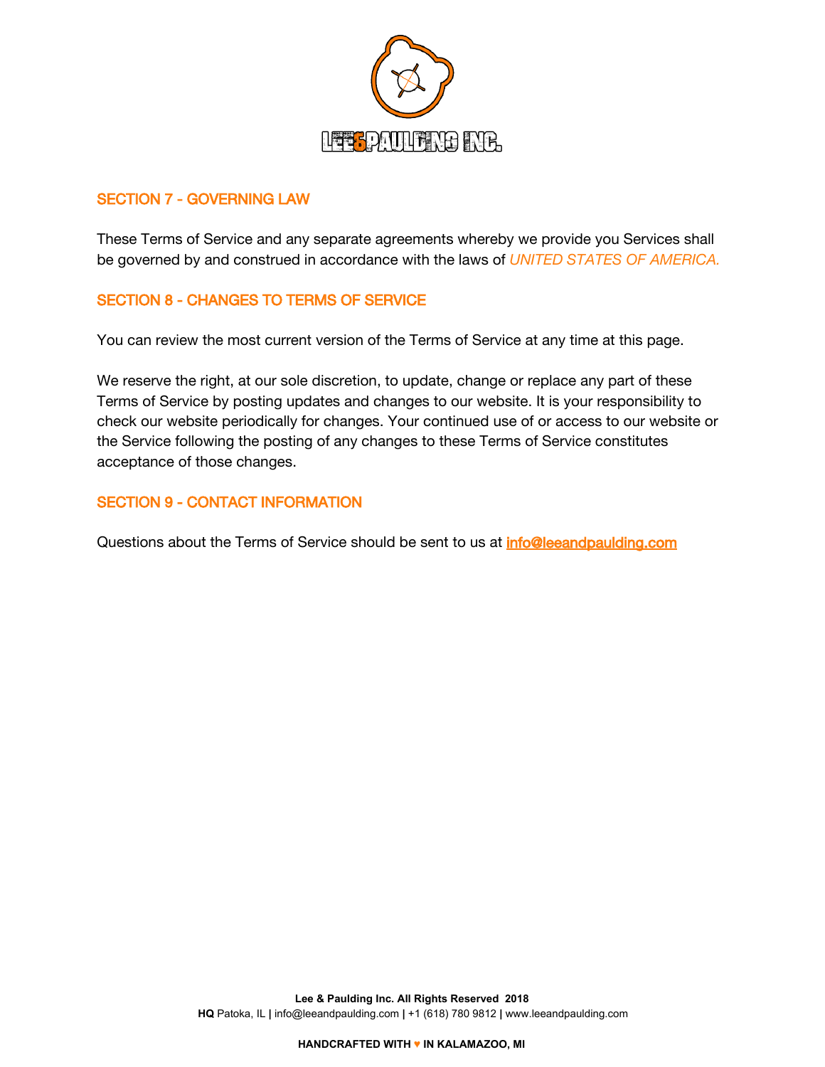## SECTION 7 - GOVERNING LAW

These Terms of Service and any separate agreements whereby we provide you Services shall be governed by and construed in accordance with the laws of *UNITED STATES OF AMERICA.*

## SECTION 8 - CHANGES TO TERMS OF SERVICE

You can review the most current version of the Terms of Service at any time at this page.

We reserve the right, at our sole discretion, to update, change or replace any part of these Terms of Service by posting updates and changes to our website. It is your responsibility to check our website periodically for changes. Your continued use of or access to our website or the Service following the posting of any changes to these Terms of Service constitutes acceptance of those changes.

## SECTION 9 - CONTACT INFORMATION

Questions about the Terms of Service should be sent to us at [info@leeandpaulding.com](mailto:info@leeandpaulding.com)